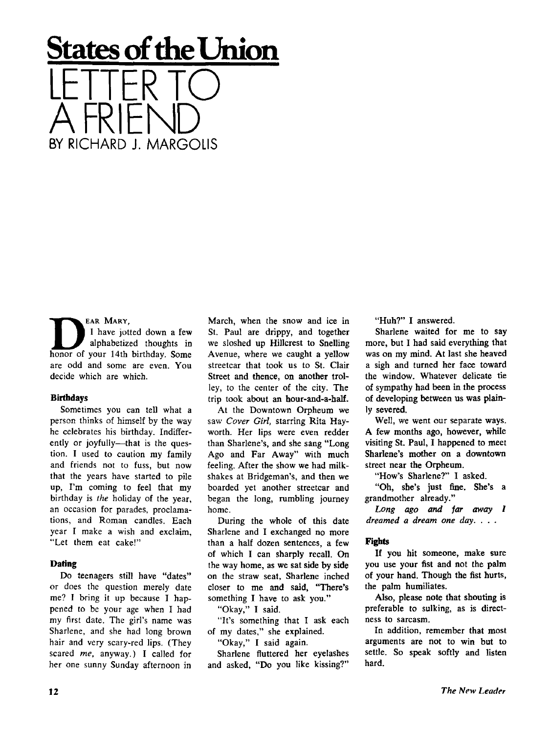# States of the Union

# LETTER TO A FRIEND

BY RICHARD J. MARGOLIS

DEAR MARY,

I have jotted down a few alphabetized thoughts in honor of your 14th birthday. Some are odd and some are even. You decide which are which.

### Birthdays

Sometimes you can tell what a person thinks of himself by the way he celebrates his birthday. Indifferently or joyfully—that is the question. I used to caution my family and friends not to fuss, but now that the years have started to pile up, I'm coming to feel that my birthday is *the* holiday of the year, an occasion for parades, proclamations, and Roman candles. Each year I make a wish and exclaim, "Let them eat cake!"

### Dating

Do teenagers still have "dates" or does the question merely date me? I bring it up because I happened to be your age when I had my first date. The girl's name was Sharlene, and she had long brown hair and very scary-red lips. (They scared *me*, anyway.) I called for her one sunny Sunday afternoon in March, when the snow and ice in St. Paul are drippy, and together we sloshed up Hillcrest to Snelling Avenue, where we caught a yellow streetcar that took us to St. Clair Street and thence, on another trolley, to the center of the city. The trip took about an hour-and-a-half.

At the Downtown Orpheum we saw *Cover Girl*, starring Rita Hayworth. Her lips were even redder than Sharlene's, and she sang "Long Ago and Far Away" with much feeling. After the show we had milkshakes at Bridgeman's, and then we boarded yet another streetcar and began the long, rumbling journey home.

During the whole of this date Sharlene and I exchanged no more than a half dozen sentences, a few of which I can sharply recall. On the way home, as we sat side by side on the straw seat, Sharlene inched closer to me and said, "There's something I have to ask you."

"Okay," I said.

"It's something that I ask each of my dates," she explained.

"Okay," I said again.

Sharlene fluttered her eyelashes and asked, "Do you like kissing?"

"Huh?" I answered.

Sharlene waited for me to say more, but I had said everything that was on my mind. At last she heaved a sigh and turned her face toward the window. Whatever delicate tie of sympathy had been in the process of developing between us was plainly severed.

Well, we went our separate ways. A few months ago, however, while visiting St. Paul, I happened to meet Sharlene's mother on a downtown street near the Orpheum.

"How's Sharlene?" I asked.

"Oh, she's just fine. She's a grandmother already."

*Long ago and far away I dreamed a dream one day. . . .*

### Fights

If you hit someone, make sure you use your fist and not the palm of your hand. Though the fist hurts, the palm humiliates.

Also, please note that shouting is preferable to sulking, as is directness to sarcasm.

In addition, remember that most arguments are not to win but to settle. So speak softly and listen hard.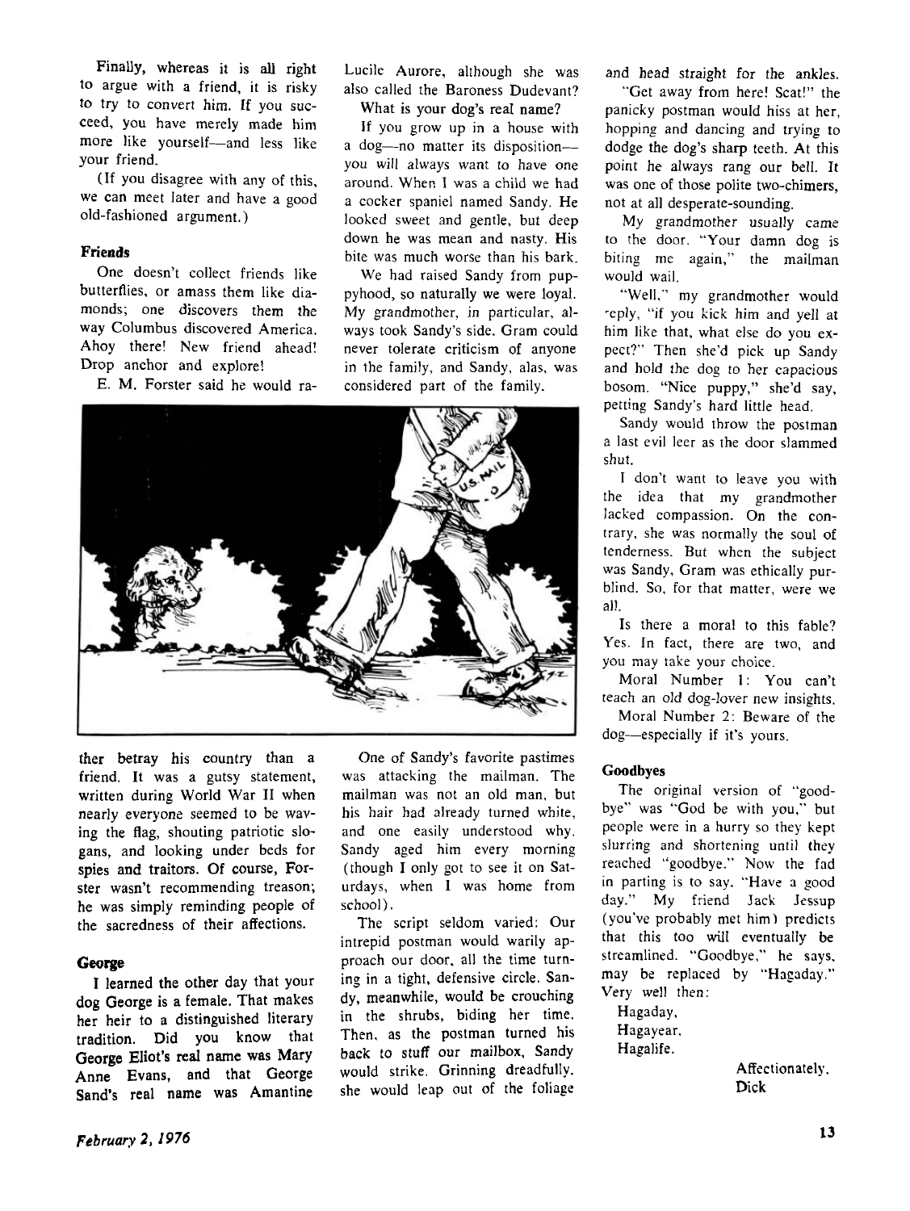Finally, whereas it is all right to argue with a friend, it is risky to try to convert him. If you succeed, you have merely made him more like yourself—and less like your friend.

(If you disagree with any of this, we can meet later and have a good old-fashioned argument.)

**Friends**

One doesn't collect friends like butterflies, or amass them like diamonds; one discovers them the way Columbus discovered America. Ahoy there! New friend ahead! Drop anchor and explore!

E. M. Forster said he would rather betray his country than a friend. It was a gutsy statement, written during World War II when nearly everyone seemed to be waving the flag, shouting patriotic slogans, and looking under beds for spies and traitors. Of course, Forster wasn't recommending treason; he was simply reminding people of the sacredness of their affections.

**George**

I learned the other day that your dog George is a female. That makes her heir to a distinguished literary tradition. Did you know that George Eliot's real name was Mary Anne Evans, and that George Sand's real name was Amantine Lucile Aurore, although she was also called the Baroness Dudevant?

What is your dog's real name?

If you grow up in a house with a dog—no matter its disposition—you will always want to have one around. When I was a child we had a cocker spaniel named Sandy. He looked sweet and gentle, but deep down he was mean and nasty. His bite was much worse than his bark.

We had raised Sandy from puppyhood, so naturally we were loyal. My grandmother, in particular, always took Sandy's side. Gram could never tolerate criticism of anyone in the family, and Sandy, alas, was considered part of the family.

One of Sandy's favorite pastimes was attacking the mailman. The mailman was not an old man, but his hair had already turned white, and one easily understood why. Sandy aged him every morning (though I only got to see it on Saturdays, when I was home from school).

The script seldom varied: Our intrepid postman would warily approach our door, all the time turning in a tight, defensive circle. Sandy, meanwhile, would be crouching in the shrubs, biding her time. Then, as the postman turned his back to stuff our mailbox, Sandy would strike. Grinning dreadfully, she would leap out of the foliage and head straight for the ankles.

"Get away from here! Scat!" the panicky postman would hiss at her, hopping and dancing and trying to dodge the dog's sharp teeth. At this point he always rang our bell. It was one of those polite two-chimers, not at all desperate-sounding.

My grandmother usually came to the door. "Your damn dog is biting me again," the mailman would wail.

"Well," my grandmother would reply, "if you kick him and yell at him like that, what else do you expect?" Then she'd pick up Sandy and hold the dog to her capacious bosom. "Nice puppy," she'd say, petting Sandy's hard little head.

Sandy would throw the postman a last evil leer as the door slammed shut.

I don't want to leave you with the idea that my grandmother lacked compassion. On the contrary, she was normally the soul of tenderness. But when the subject was Sandy, Gram was ethically purblind. So, for that matter, were we all.

Is there a moral to this fable? Yes. In fact, there are two, and you may take your choice.

Moral Number 1: You can't teach an old dog-lover new insights.

Moral Number 2: Beware of the dog—especially if it's yours.

**Goodbyes**

The original version of "goodbye" was "God be with you," but people were in a hurry so they kept slurring and shortening until they reached "goodbye." Now the fad in parting is to say, "Have a good day." My friend Jack Jessup (you've probably met him) predicts that this too will eventually be streamlined. "Goodbye," he says, may be replaced by "Hagaday." Very well then:

Hagaday,
Hagayear,
Hagalife.

Affectionately,
Dick